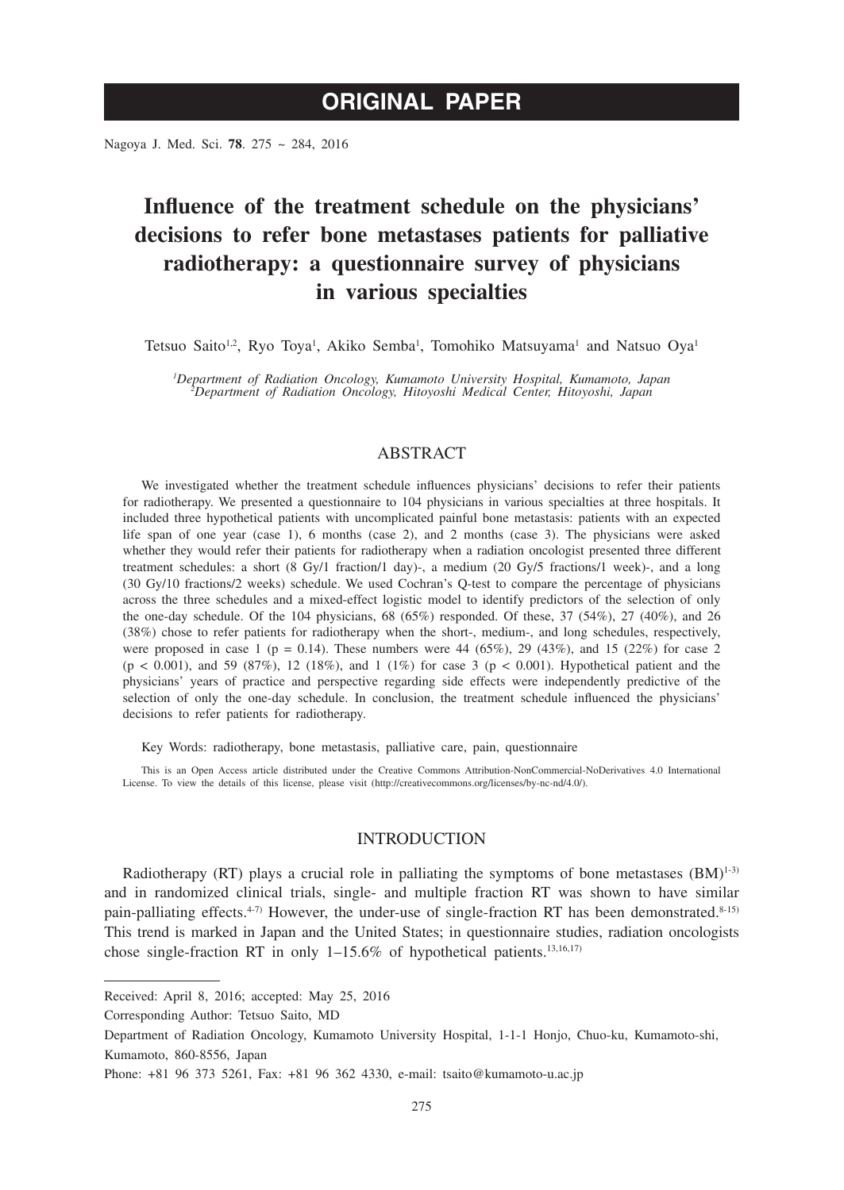ORIGINAL PAPER

# Influence of the treatment schedule on the physicians' decisions to refer bone metastases patients for palliative radiotherapy: a questionnaire survey of physicians in various specialties

Tetsuo Saito[1,2], Ryo Toya[1], Akiko Semba[1], Tomohiko Matsuyama[1] and Natsuo Oya[1]

*[1]Department of Radiation Oncology, Kumamoto University Hospital, Kumamoto, Japan*
*[2]Department of Radiation Oncology, Hitoyoshi Medical Center, Hitoyoshi, Japan*

## ABSTRACT

We investigated whether the treatment schedule influences physicians' decisions to refer their patients for radiotherapy. We presented a questionnaire to 104 physicians in various specialties at three hospitals. It included three hypothetical patients with uncomplicated painful bone metastasis: patients with an expected life span of one year (case 1), 6 months (case 2), and 2 months (case 3). The physicians were asked whether they would refer their patients for radiotherapy when a radiation oncologist presented three different treatment schedules: a short (8 Gy/1 fraction/1 day)-, a medium (20 Gy/5 fractions/1 week)-, and a long (30 Gy/10 fractions/2 weeks) schedule. We used Cochran's Q-test to compare the percentage of physicians across the three schedules and a mixed-effect logistic model to identify predictors of the selection of only the one-day schedule. Of the 104 physicians, 68 (65%) responded. Of these, 37 (54%), 27 (40%), and 26 (38%) chose to refer patients for radiotherapy when the short-, medium-, and long schedules, respectively, were proposed in case 1 ($p = 0.14$). These numbers were 44 (65%), 29 (43%), and 15 (22%) for case 2 ($p < 0.001$), and 59 (87%), 12 (18%), and 1 (1%) for case 3 ($p < 0.001$). Hypothetical patient and the physicians' years of practice and perspective regarding side effects were independently predictive of the selection of only the one-day schedule. In conclusion, the treatment schedule influenced the physicians' decisions to refer patients for radiotherapy.

Key Words: radiotherapy, bone metastasis, palliative care, pain, questionnaire

This is an Open Access article distributed under the Creative Commons Attribution-NonCommercial-NoDerivatives 4.0 International License. To view the details of this license, please visit (http://creativecommons.org/licenses/by-nc-nd/4.0/).

## INTRODUCTION

Radiotherapy (RT) plays a crucial role in palliating the symptoms of bone metastases (BM)[1-3] and in randomized clinical trials, single- and multiple fraction RT was shown to have similar pain-palliating effects.[4-7] However, the under-use of single-fraction RT has been demonstrated.[8-15] This trend is marked in Japan and the United States; in questionnaire studies, radiation oncologists chose single-fraction RT in only 1–15.6% of hypothetical patients.[13,16,17]

Received: April 8, 2016; accepted: May 25, 2016

Corresponding Author: Tetsuo Saito, MD

Department of Radiation Oncology, Kumamoto University Hospital, 1-1-1 Honjo, Chuo-ku, Kumamoto-shi, Kumamoto, 860-8556, Japan

Phone: +81 96 373 5261, Fax: +81 96 362 4330, e-mail: tsaito@kumamoto-u.ac.jp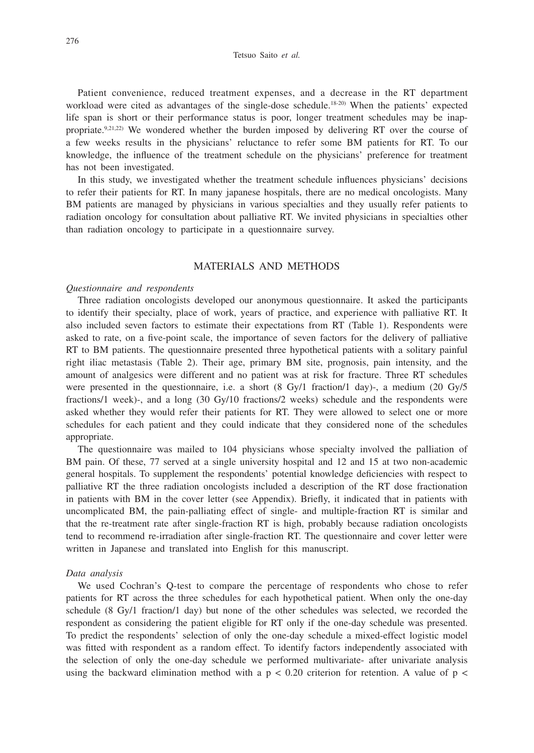Patient convenience, reduced treatment expenses, and a decrease in the RT department workload were cited as advantages of the single-dose schedule.[18-20] When the patients' expected life span is short or their performance status is poor, longer treatment schedules may be inappropriate.[9,21,22] We wondered whether the burden imposed by delivering RT over the course of a few weeks results in the physicians' reluctance to refer some BM patients for RT. To our knowledge, the influence of the treatment schedule on the physicians' preference for treatment has not been investigated.

In this study, we investigated whether the treatment schedule influences physicians' decisions to refer their patients for RT. In many japanese hospitals, there are no medical oncologists. Many BM patients are managed by physicians in various specialties and they usually refer patients to radiation oncology for consultation about palliative RT. We invited physicians in specialties other than radiation oncology to participate in a questionnaire survey.

## MATERIALS AND METHODS

### *Questionnaire and respondents*

Three radiation oncologists developed our anonymous questionnaire. It asked the participants to identify their specialty, place of work, years of practice, and experience with palliative RT. It also included seven factors to estimate their expectations from RT (Table 1). Respondents were asked to rate, on a five-point scale, the importance of seven factors for the delivery of palliative RT to BM patients. The questionnaire presented three hypothetical patients with a solitary painful right iliac metastasis (Table 2). Their age, primary BM site, prognosis, pain intensity, and the amount of analgesics were different and no patient was at risk for fracture. Three RT schedules were presented in the questionnaire, i.e. a short (8 Gy/1 fraction/1 day)-, a medium (20 Gy/5 fractions/1 week)-, and a long (30 Gy/10 fractions/2 weeks) schedule and the respondents were asked whether they would refer their patients for RT. They were allowed to select one or more schedules for each patient and they could indicate that they considered none of the schedules appropriate.

The questionnaire was mailed to 104 physicians whose specialty involved the palliation of BM pain. Of these, 77 served at a single university hospital and 12 and 15 at two non-academic general hospitals. To supplement the respondents' potential knowledge deficiencies with respect to palliative RT the three radiation oncologists included a description of the RT dose fractionation in patients with BM in the cover letter (see Appendix). Briefly, it indicated that in patients with uncomplicated BM, the pain-palliating effect of single- and multiple-fraction RT is similar and that the re-treatment rate after single-fraction RT is high, probably because radiation oncologists tend to recommend re-irradiation after single-fraction RT. The questionnaire and cover letter were written in Japanese and translated into English for this manuscript.

### *Data analysis*

We used Cochran's Q-test to compare the percentage of respondents who chose to refer patients for RT across the three schedules for each hypothetical patient. When only the one-day schedule (8 Gy/1 fraction/1 day) but none of the other schedules was selected, we recorded the respondent as considering the patient eligible for RT only if the one-day schedule was presented. To predict the respondents' selection of only the one-day schedule a mixed-effect logistic model was fitted with respondent as a random effect. To identify factors independently associated with the selection of only the one-day schedule we performed multivariate- after univariate analysis using the backward elimination method with a $p < 0.20$ criterion for retention. A value of $p <$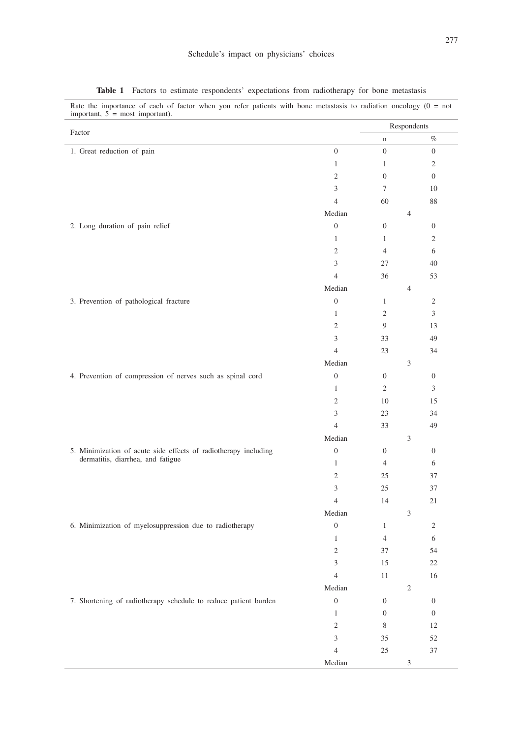**Table 1** Factors to estimate respondents' expectations from radiotherapy for bone metastasis

Rate the importance of each of factor when you refer patients with bone metastasis to radiation oncology (0 = not important, 5 = most important).

| Factor | | Respondents | |
|---|---|---|---|
| | | n | % |
| 1. Great reduction of pain | 0 | 0 | 0 |
| | 1 | 1 | 2 |
| | 2 | 0 | 0 |
| | 3 | 7 | 10 |
| | 4 | 60 | 88 |
| | Median | 4 | |
| 2. Long duration of pain relief | 0 | 0 | 0 |
| | 1 | 1 | 2 |
| | 2 | 4 | 6 |
| | 3 | 27 | 40 |
| | 4 | 36 | 53 |
| | Median | 4 | |
| 3. Prevention of pathological fracture | 0 | 1 | 2 |
| | 1 | 2 | 3 |
| | 2 | 9 | 13 |
| | 3 | 33 | 49 |
| | 4 | 23 | 34 |
| | Median | 3 | |
| 4. Prevention of compression of nerves such as spinal cord | 0 | 0 | 0 |
| | 1 | 2 | 3 |
| | 2 | 10 | 15 |
| | 3 | 23 | 34 |
| | 4 | 33 | 49 |
| | Median | 3 | |
| 5. Minimization of acute side effects of radiotherapy including dermatitis, diarrhea, and fatigue | 0 | 0 | 0 |
| | 1 | 4 | 6 |
| | 2 | 25 | 37 |
| | 3 | 25 | 37 |
| | 4 | 14 | 21 |
| | Median | 3 | |
| 6. Minimization of myelosuppression due to radiotherapy | 0 | 1 | 2 |
| | 1 | 4 | 6 |
| | 2 | 37 | 54 |
| | 3 | 15 | 22 |
| | 4 | 11 | 16 |
| | Median | 2 | |
| 7. Shortening of radiotherapy schedule to reduce patient burden | 0 | 0 | 0 |
| | 1 | 0 | 0 |
| | 2 | 8 | 12 |
| | 3 | 35 | 52 |
| | 4 | 25 | 37 |
| | Median | 3 | |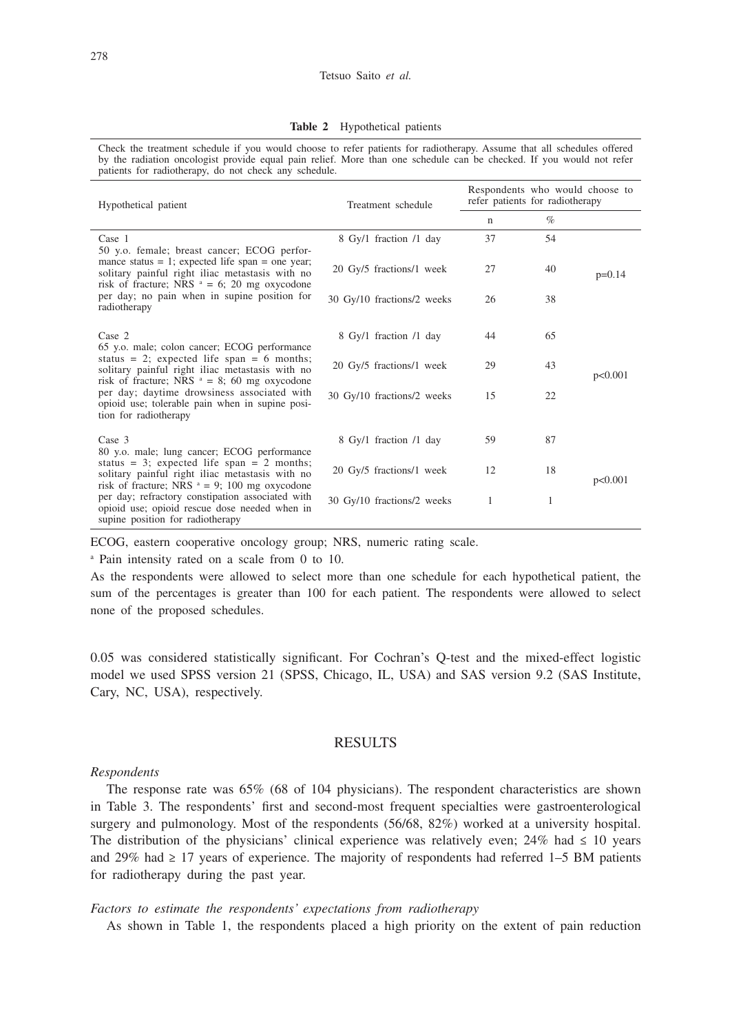**Table 2** Hypothetical patients

Check the treatment schedule if you would choose to refer patients for radiotherapy. Assume that all schedules offered by the radiation oncologist provide equal pain relief. More than one schedule can be checked. If you would not refer patients for radiotherapy, do not check any schedule.

| Hypothetical patient | Treatment schedule | Respondents who would choose to refer patients for radiotherapy | | |
|---|---|---|---|---|
| | | n | % | |
| Case 1<br>50 y.o. female; breast cancer; ECOG performance status = 1; expected life span = one year; solitary painful right iliac metastasis with no risk of fracture; NRS [a] = 6; 20 mg oxycodone per day; no pain when in supine position for radiotherapy | 8 Gy/1 fraction /1 day | 37 | 54 | p=0.14 |
| | 20 Gy/5 fractions/1 week | 27 | 40 | |
| | 30 Gy/10 fractions/2 weeks | 26 | 38 | |
| Case 2<br>65 y.o. male; colon cancer; ECOG performance status = 2; expected life span = 6 months; solitary painful right iliac metastasis with no risk of fracture; NRS [a] = 8; 60 mg oxycodone per day; daytime drowsiness associated with opioid use; tolerable pain when in supine position for radiotherapy | 8 Gy/1 fraction /1 day | 44 | 65 | p<0.001 |
| | 20 Gy/5 fractions/1 week | 29 | 43 | |
| | 30 Gy/10 fractions/2 weeks | 15 | 22 | |
| Case 3<br>80 y.o. male; lung cancer; ECOG performance status = 3; expected life span = 2 months; solitary painful right iliac metastasis with no risk of fracture; NRS [a] = 9; 100 mg oxycodone per day; refractory constipation associated with opioid use; opioid rescue dose needed when in supine position for radiotherapy | 8 Gy/1 fraction /1 day | 59 | 87 | p<0.001 |
| | 20 Gy/5 fractions/1 week | 12 | 18 | |
| | 30 Gy/10 fractions/2 weeks | 1 | 1 | |

ECOG, eastern cooperative oncology group; NRS, numeric rating scale.

[a] Pain intensity rated on a scale from 0 to 10.

As the respondents were allowed to select more than one schedule for each hypothetical patient, the sum of the percentages is greater than 100 for each patient. The respondents were allowed to select none of the proposed schedules.

0.05 was considered statistically significant. For Cochran's Q-test and the mixed-effect logistic model we used SPSS version 21 (SPSS, Chicago, IL, USA) and SAS version 9.2 (SAS Institute, Cary, NC, USA), respectively.

## RESULTS

### *Respondents*

The response rate was 65% (68 of 104 physicians). The respondent characteristics are shown in Table 3. The respondents' first and second-most frequent specialties were gastroenterological surgery and pulmonology. Most of the respondents (56/68, 82%) worked at a university hospital. The distribution of the physicians' clinical experience was relatively even; 24% had ≤ 10 years and 29% had ≥ 17 years of experience. The majority of respondents had referred 1–5 BM patients for radiotherapy during the past year.

### *Factors to estimate the respondents' expectations from radiotherapy*

As shown in Table 1, the respondents placed a high priority on the extent of pain reduction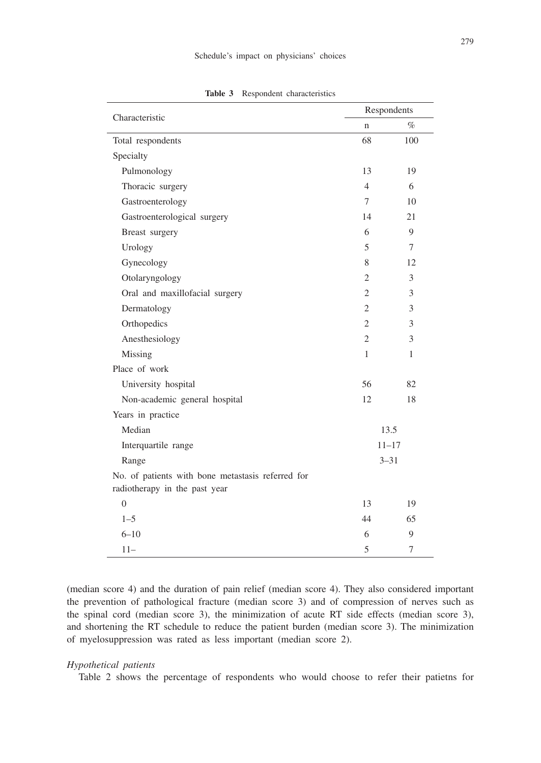**Table 3** Respondent characteristics

| Characteristic | Respondents | |
|---|---|---|
| | n | % |
| Total respondents | 68 | 100 |
| Specialty | | |
| Pulmonology | 13 | 19 |
| Thoracic surgery | 4 | 6 |
| Gastroenterology | 7 | 10 |
| Gastroenterological surgery | 14 | 21 |
| Breast surgery | 6 | 9 |
| Urology | 5 | 7 |
| Gynecology | 8 | 12 |
| Otolaryngology | 2 | 3 |
| Oral and maxillofacial surgery | 2 | 3 |
| Dermatology | 2 | 3 |
| Orthopedics | 2 | 3 |
| Anesthesiology | 2 | 3 |
| Missing | 1 | 1 |
| Place of work | | |
| University hospital | 56 | 82 |
| Non-academic general hospital | 12 | 18 |
| Years in practice | | |
| Median | 13.5 | |
| Interquartile range | 11–17 | |
| Range | 3–31 | |
| No. of patients with bone metastasis referred for radiotherapy in the past year | | |
| 0 | 13 | 19 |
| 1–5 | 44 | 65 |
| 6–10 | 6 | 9 |
| 11– | 5 | 7 |

(median score 4) and the duration of pain relief (median score 4). They also considered important the prevention of pathological fracture (median score 3) and of compression of nerves such as the spinal cord (median score 3), the minimization of acute RT side effects (median score 3), and shortening the RT schedule to reduce the patient burden (median score 3). The minimization of myelosuppression was rated as less important (median score 2).

*Hypothetical patients*

Table 2 shows the percentage of respondents who would choose to refer their patietns for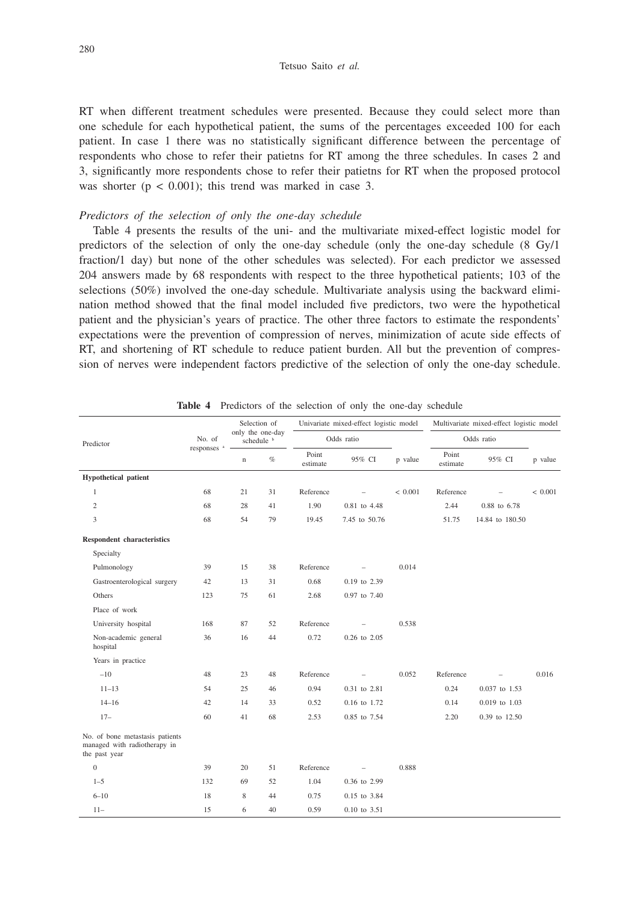RT when different treatment schedules were presented. Because they could select more than one schedule for each hypothetical patient, the sums of the percentages exceeded 100 for each patient. In case 1 there was no statistically significant difference between the percentage of respondents who chose to refer their patietns for RT among the three schedules. In cases 2 and 3, significantly more respondents chose to refer their patietns for RT when the proposed protocol was shorter ($p < 0.001$); this trend was marked in case 3.

### *Predictors of the selection of only the one-day schedule*

Table 4 presents the results of the uni- and the multivariate mixed-effect logistic model for predictors of the selection of only the one-day schedule (only the one-day schedule (8 Gy/1 fraction/1 day) but none of the other schedules was selected). For each predictor we assessed 204 answers made by 68 respondents with respect to the three hypothetical patients; 103 of the selections (50%) involved the one-day schedule. Multivariate analysis using the backward elimination method showed that the final model included five predictors, two were the hypothetical patient and the physician's years of practice. The other three factors to estimate the respondents' expectations were the prevention of compression of nerves, minimization of acute side effects of RT, and shortening of RT schedule to reduce patient burden. All but the prevention of compression of nerves were independent factors predictive of the selection of only the one-day schedule.

**Table 4** Predictors of the selection of only the one-day schedule

| Predictor | No. of responses [a] | Selection of only the one-day schedule [b] | | Univariate mixed-effect logistic model | | | Multivariate mixed-effect logistic model | | |
|---|---|---|---|---|---|---|---|---|---|
| | | | | Odds ratio | | | Odds ratio | | |
| | | n | % | Point estimate | 95% CI | p value | Point estimate | 95% CI | p value |
| **Hypothetical patient** | | | | | | | | | |
| 1 | 68 | 21 | 31 | Reference | – | < 0.001 | Reference | – | < 0.001 |
| 2 | 68 | 28 | 41 | 1.90 | 0.81 to 4.48 | | 2.44 | 0.88 to 6.78 | |
| 3 | 68 | 54 | 79 | 19.45 | 7.45 to 50.76 | | 51.75 | 14.84 to 180.50 | |
| **Respondent characteristics** | | | | | | | | | |
| Specialty | | | | | | | | | |
| Pulmonology | 39 | 15 | 38 | Reference | – | 0.014 | | | |
| Gastroenterological surgery | 42 | 13 | 31 | 0.68 | 0.19 to 2.39 | | | | |
| Others | 123 | 75 | 61 | 2.68 | 0.97 to 7.40 | | | | |
| Place of work | | | | | | | | | |
| University hospital | 168 | 87 | 52 | Reference | – | 0.538 | | | |
| Non-academic general hospital | 36 | 16 | 44 | 0.72 | 0.26 to 2.05 | | | | |
| Years in practice | | | | | | | | | |
| –10 | 48 | 23 | 48 | Reference | – | 0.052 | Reference | – | 0.016 |
| 11–13 | 54 | 25 | 46 | 0.94 | 0.31 to 2.81 | | 0.24 | 0.037 to 1.53 | |
| 14–16 | 42 | 14 | 33 | 0.52 | 0.16 to 1.72 | | 0.14 | 0.019 to 1.03 | |
| 17– | 60 | 41 | 68 | 2.53 | 0.85 to 7.54 | | 2.20 | 0.39 to 12.50 | |
| No. of bone metastasis patients managed with radiotherapy in the past year | | | | | | | | | |
| 0 | 39 | 20 | 51 | Reference | – | 0.888 | | | |
| 1–5 | 132 | 69 | 52 | 1.04 | 0.36 to 2.99 | | | | |
| 6–10 | 18 | 8 | 44 | 0.75 | 0.15 to 3.84 | | | | |
| 11– | 15 | 6 | 40 | 0.59 | 0.10 to 3.51 | | | | |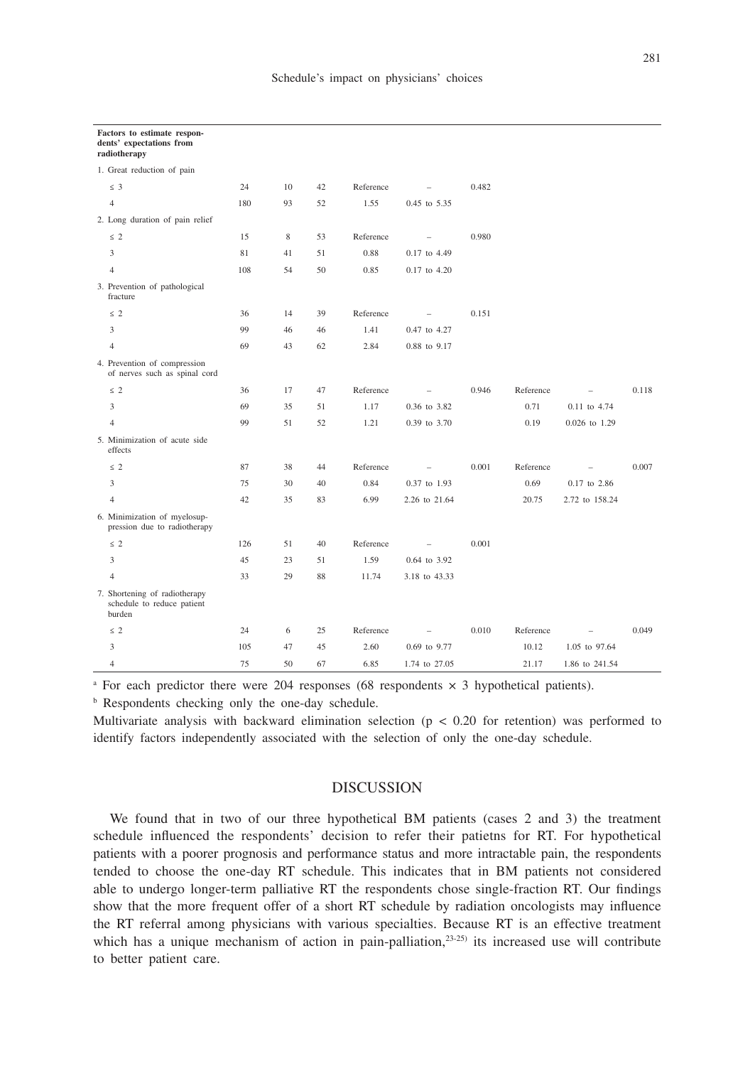| Factors to estimate respondents' expectations from radiotherapy | | | | | | | | | |
|---|---|---|---|---|---|---|---|---|---|
| 1. Great reduction of pain | | | | | | | | | |
| ≤ 3 | 24 | 10 | 42 | Reference | – | 0.482 | | | |
| 4 | 180 | 93 | 52 | 1.55 | 0.45 to 5.35 | | | | |
| 2. Long duration of pain relief | | | | | | | | | |
| ≤ 2 | 15 | 8 | 53 | Reference | – | 0.980 | | | |
| 3 | 81 | 41 | 51 | 0.88 | 0.17 to 4.49 | | | | |
| 4 | 108 | 54 | 50 | 0.85 | 0.17 to 4.20 | | | | |
| 3. Prevention of pathological fracture | | | | | | | | | |
| ≤ 2 | 36 | 14 | 39 | Reference | – | 0.151 | | | |
| 3 | 99 | 46 | 46 | 1.41 | 0.47 to 4.27 | | | | |
| 4 | 69 | 43 | 62 | 2.84 | 0.88 to 9.17 | | | | |
| 4. Prevention of compression of nerves such as spinal cord | | | | | | | | | |
| ≤ 2 | 36 | 17 | 47 | Reference | – | 0.946 | Reference | – | 0.118 |
| 3 | 69 | 35 | 51 | 1.17 | 0.36 to 3.82 | | 0.71 | 0.11 to 4.74 | |
| 4 | 99 | 51 | 52 | 1.21 | 0.39 to 3.70 | | 0.19 | 0.026 to 1.29 | |
| 5. Minimization of acute side effects | | | | | | | | | |
| ≤ 2 | 87 | 38 | 44 | Reference | – | 0.001 | Reference | – | 0.007 |
| 3 | 75 | 30 | 40 | 0.84 | 0.37 to 1.93 | | 0.69 | 0.17 to 2.86 | |
| 4 | 42 | 35 | 83 | 6.99 | 2.26 to 21.64 | | 20.75 | 2.72 to 158.24 | |
| 6. Minimization of myelosuppression due to radiotherapy | | | | | | | | | |
| ≤ 2 | 126 | 51 | 40 | Reference | – | 0.001 | | | |
| 3 | 45 | 23 | 51 | 1.59 | 0.64 to 3.92 | | | | |
| 4 | 33 | 29 | 88 | 11.74 | 3.18 to 43.33 | | | | |
| 7. Shortening of radiotherapy schedule to reduce patient burden | | | | | | | | | |
| ≤ 2 | 24 | 6 | 25 | Reference | – | 0.010 | Reference | – | 0.049 |
| 3 | 105 | 47 | 45 | 2.60 | 0.69 to 9.77 | | 10.12 | 1.05 to 97.64 | |
| 4 | 75 | 50 | 67 | 6.85 | 1.74 to 27.05 | | 21.17 | 1.86 to 241.54 | |

[a] For each predictor there were 204 responses (68 respondents × 3 hypothetical patients).

[b] Respondents checking only the one-day schedule.

Multivariate analysis with backward elimination selection ($p < 0.20$ for retention) was performed to identify factors independently associated with the selection of only the one-day schedule.

## DISCUSSION

We found that in two of our three hypothetical BM patients (cases 2 and 3) the treatment schedule influenced the respondents' decision to refer their patietns for RT. For hypothetical patients with a poorer prognosis and performance status and more intractable pain, the respondents tended to choose the one-day RT schedule. This indicates that in BM patients not considered able to undergo longer-term palliative RT the respondents chose single-fraction RT. Our findings show that the more frequent offer of a short RT schedule by radiation oncologists may influence the RT referral among physicians with various specialties. Because RT is an effective treatment which has a unique mechanism of action in pain-palliation,[23-25] its increased use will contribute to better patient care.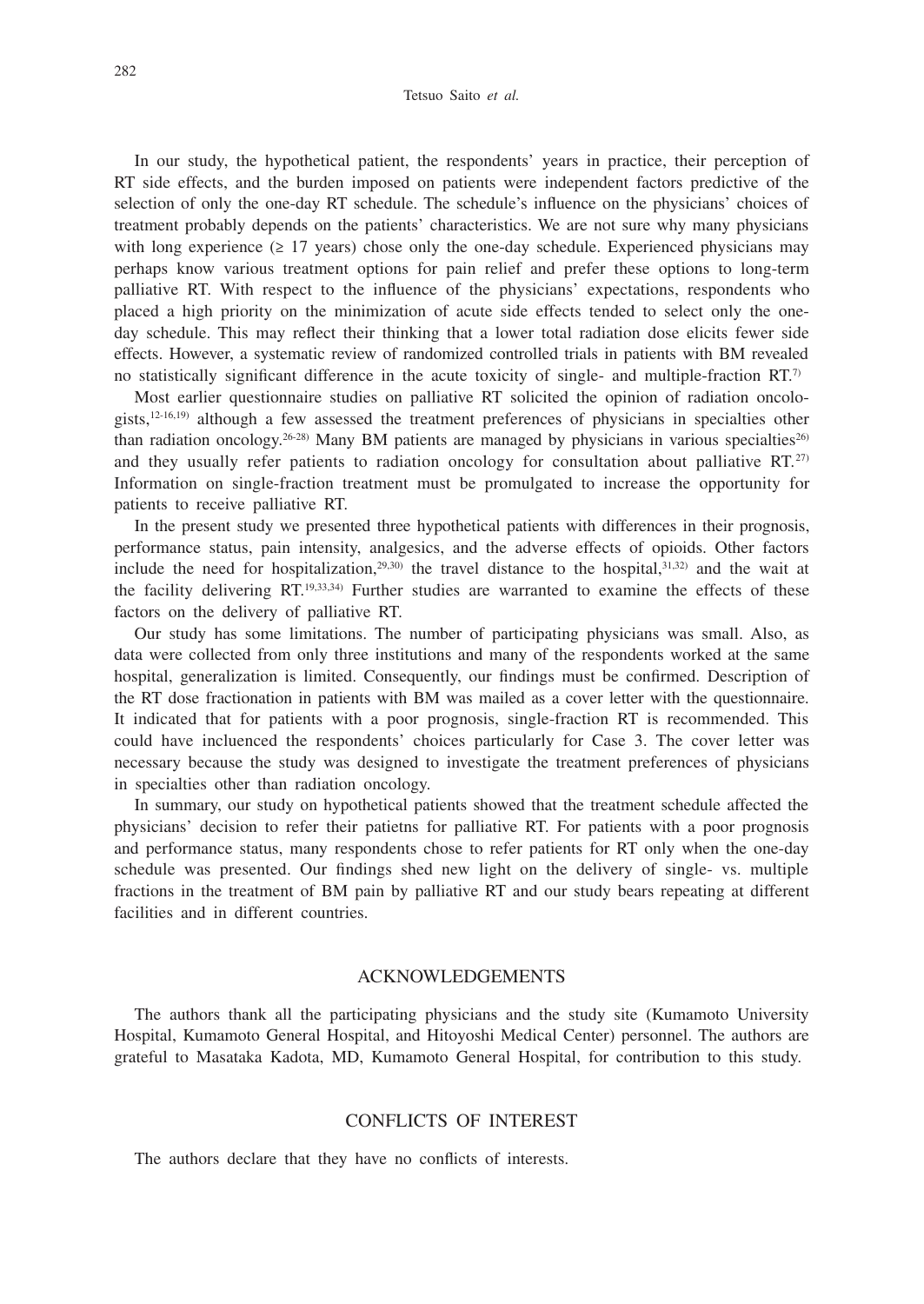In our study, the hypothetical patient, the respondents' years in practice, their perception of RT side effects, and the burden imposed on patients were independent factors predictive of the selection of only the one-day RT schedule. The schedule's influence on the physicians' choices of treatment probably depends on the patients' characteristics. We are not sure why many physicians with long experience (≥ 17 years) chose only the one-day schedule. Experienced physicians may perhaps know various treatment options for pain relief and prefer these options to long-term palliative RT. With respect to the influence of the physicians' expectations, respondents who placed a high priority on the minimization of acute side effects tended to select only the one-day schedule. This may reflect their thinking that a lower total radiation dose elicits fewer side effects. However, a systematic review of randomized controlled trials in patients with BM revealed no statistically significant difference in the acute toxicity of single- and multiple-fraction RT.[7)]

Most earlier questionnaire studies on palliative RT solicited the opinion of radiation oncologists,[12-16,19)] although a few assessed the treatment preferences of physicians in specialties other than radiation oncology.[26-28)] Many BM patients are managed by physicians in various specialties[26)] and they usually refer patients to radiation oncology for consultation about palliative RT.[27)] Information on single-fraction treatment must be promulgated to increase the opportunity for patients to receive palliative RT.

In the present study we presented three hypothetical patients with differences in their prognosis, performance status, pain intensity, analgesics, and the adverse effects of opioids. Other factors include the need for hospitalization,[29,30)] the travel distance to the hospital,[31,32)] and the wait at the facility delivering RT.[19,33,34)] Further studies are warranted to examine the effects of these factors on the delivery of palliative RT.

Our study has some limitations. The number of participating physicians was small. Also, as data were collected from only three institutions and many of the respondents worked at the same hospital, generalization is limited. Consequently, our findings must be confirmed. Description of the RT dose fractionation in patients with BM was mailed as a cover letter with the questionnaire. It indicated that for patients with a poor prognosis, single-fraction RT is recommended. This could have incluenced the respondents' choices particularly for Case 3. The cover letter was necessary because the study was designed to investigate the treatment preferences of physicians in specialties other than radiation oncology.

In summary, our study on hypothetical patients showed that the treatment schedule affected the physicians' decision to refer their patietns for palliative RT. For patients with a poor prognosis and performance status, many respondents chose to refer patients for RT only when the one-day schedule was presented. Our findings shed new light on the delivery of single- vs. multiple fractions in the treatment of BM pain by palliative RT and our study bears repeating at different facilities and in different countries.

## ACKNOWLEDGEMENTS

The authors thank all the participating physicians and the study site (Kumamoto University Hospital, Kumamoto General Hospital, and Hitoyoshi Medical Center) personnel. The authors are grateful to Masataka Kadota, MD, Kumamoto General Hospital, for contribution to this study.

## CONFLICTS OF INTEREST

The authors declare that they have no conflicts of interests.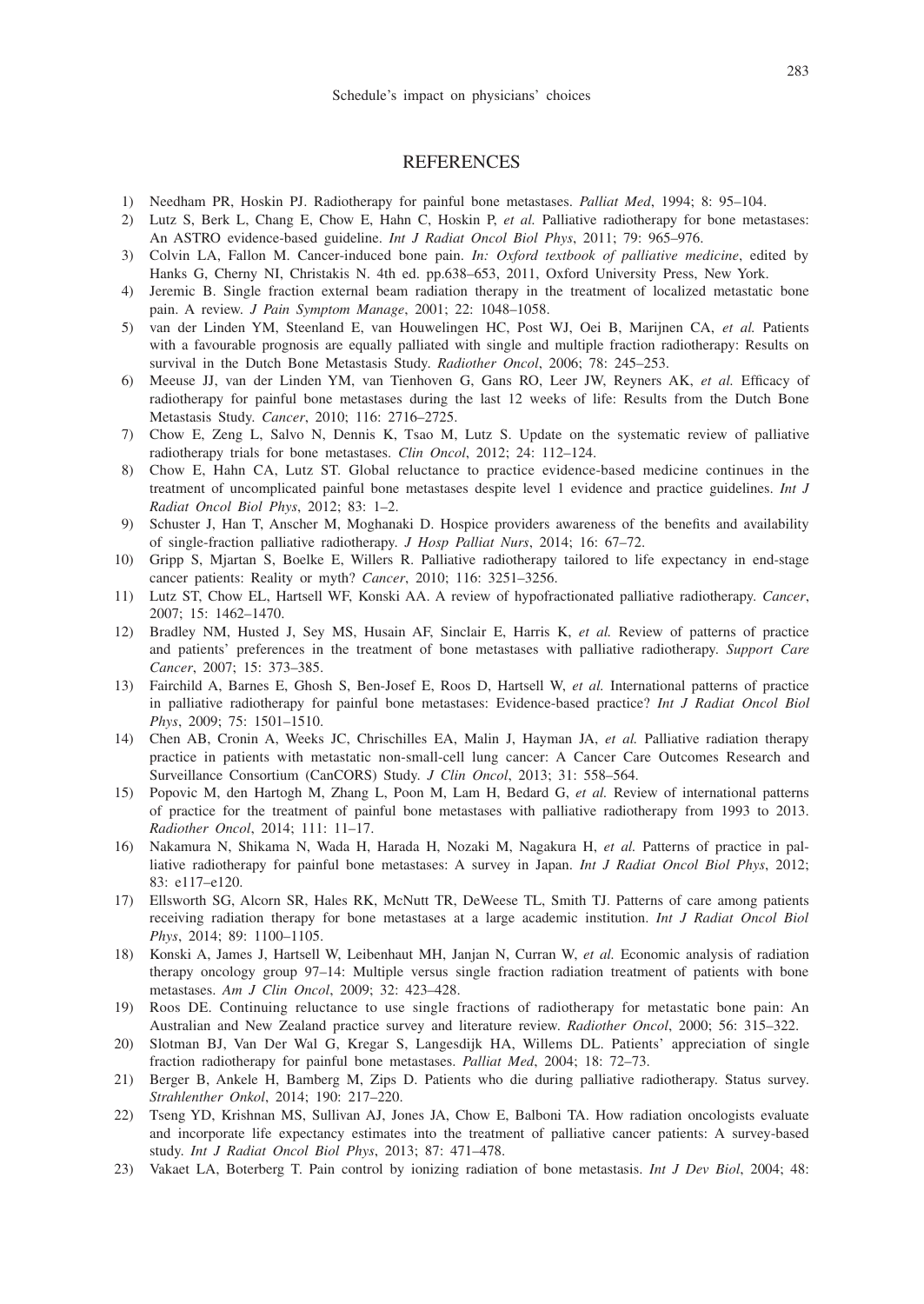## REFERENCES

1) Needham PR, Hoskin PJ. Radiotherapy for painful bone metastases. *Palliat Med*, 1994; 8: 95–104.
2) Lutz S, Berk L, Chang E, Chow E, Hahn C, Hoskin P, *et al.* Palliative radiotherapy for bone metastases: An ASTRO evidence-based guideline. *Int J Radiat Oncol Biol Phys*, 2011; 79: 965–976.
3) Colvin LA, Fallon M. Cancer-induced bone pain. *In: Oxford textbook of palliative medicine*, edited by Hanks G, Cherny NI, Christakis N. 4th ed. pp.638–653, 2011, Oxford University Press, New York.
4) Jeremic B. Single fraction external beam radiation therapy in the treatment of localized metastatic bone pain. A review. *J Pain Symptom Manage*, 2001; 22: 1048–1058.
5) van der Linden YM, Steenland E, van Houwelingen HC, Post WJ, Oei B, Marijnen CA, *et al.* Patients with a favourable prognosis are equally palliated with single and multiple fraction radiotherapy: Results on survival in the Dutch Bone Metastasis Study. *Radiother Oncol*, 2006; 78: 245–253.
6) Meeuse JJ, van der Linden YM, van Tienhoven G, Gans RO, Leer JW, Reyners AK, *et al.* Efficacy of radiotherapy for painful bone metastases during the last 12 weeks of life: Results from the Dutch Bone Metastasis Study. *Cancer*, 2010; 116: 2716–2725.
7) Chow E, Zeng L, Salvo N, Dennis K, Tsao M, Lutz S. Update on the systematic review of palliative radiotherapy trials for bone metastases. *Clin Oncol*, 2012; 24: 112–124.
8) Chow E, Hahn CA, Lutz ST. Global reluctance to practice evidence-based medicine continues in the treatment of uncomplicated painful bone metastases despite level 1 evidence and practice guidelines. *Int J Radiat Oncol Biol Phys*, 2012; 83: 1–2.
9) Schuster J, Han T, Anscher M, Moghanaki D. Hospice providers awareness of the benefits and availability of single-fraction palliative radiotherapy. *J Hosp Palliat Nurs*, 2014; 16: 67–72.
10) Gripp S, Mjartan S, Boelke E, Willers R. Palliative radiotherapy tailored to life expectancy in end-stage cancer patients: Reality or myth? *Cancer*, 2010; 116: 3251–3256.
11) Lutz ST, Chow EL, Hartsell WF, Konski AA. A review of hypofractionated palliative radiotherapy. *Cancer*, 2007; 15: 1462–1470.
12) Bradley NM, Husted J, Sey MS, Husain AF, Sinclair E, Harris K, *et al.* Review of patterns of practice and patients' preferences in the treatment of bone metastases with palliative radiotherapy. *Support Care Cancer*, 2007; 15: 373–385.
13) Fairchild A, Barnes E, Ghosh S, Ben-Josef E, Roos D, Hartsell W, *et al.* International patterns of practice in palliative radiotherapy for painful bone metastases: Evidence-based practice? *Int J Radiat Oncol Biol Phys*, 2009; 75: 1501–1510.
14) Chen AB, Cronin A, Weeks JC, Chrischilles EA, Malin J, Hayman JA, *et al.* Palliative radiation therapy practice in patients with metastatic non-small-cell lung cancer: A Cancer Care Outcomes Research and Surveillance Consortium (CanCORS) Study. *J Clin Oncol*, 2013; 31: 558–564.
15) Popovic M, den Hartogh M, Zhang L, Poon M, Lam H, Bedard G, *et al.* Review of international patterns of practice for the treatment of painful bone metastases with palliative radiotherapy from 1993 to 2013. *Radiother Oncol*, 2014; 111: 11–17.
16) Nakamura N, Shikama N, Wada H, Harada H, Nozaki M, Nagakura H, *et al.* Patterns of practice in palliative radiotherapy for painful bone metastases: A survey in Japan. *Int J Radiat Oncol Biol Phys*, 2012; 83: e117–e120.
17) Ellsworth SG, Alcorn SR, Hales RK, McNutt TR, DeWeese TL, Smith TJ. Patterns of care among patients receiving radiation therapy for bone metastases at a large academic institution. *Int J Radiat Oncol Biol Phys*, 2014; 89: 1100–1105.
18) Konski A, James J, Hartsell W, Leibenhaut MH, Janjan N, Curran W, *et al.* Economic analysis of radiation therapy oncology group 97–14: Multiple versus single fraction radiation treatment of patients with bone metastases. *Am J Clin Oncol*, 2009; 32: 423–428.
19) Roos DE. Continuing reluctance to use single fractions of radiotherapy for metastatic bone pain: An Australian and New Zealand practice survey and literature review. *Radiother Oncol*, 2000; 56: 315–322.
20) Slotman BJ, Van Der Wal G, Kregar S, Langesdijk HA, Willems DL. Patients' appreciation of single fraction radiotherapy for painful bone metastases. *Palliat Med*, 2004; 18: 72–73.
21) Berger B, Ankele H, Bamberg M, Zips D. Patients who die during palliative radiotherapy. Status survey. *Strahlenther Onkol*, 2014; 190: 217–220.
22) Tseng YD, Krishnan MS, Sullivan AJ, Jones JA, Chow E, Balboni TA. How radiation oncologists evaluate and incorporate life expectancy estimates into the treatment of palliative cancer patients: A survey-based study. *Int J Radiat Oncol Biol Phys*, 2013; 87: 471–478.
23) Vakaet LA, Boterberg T. Pain control by ionizing radiation of bone metastasis. *Int J Dev Biol*, 2004; 48: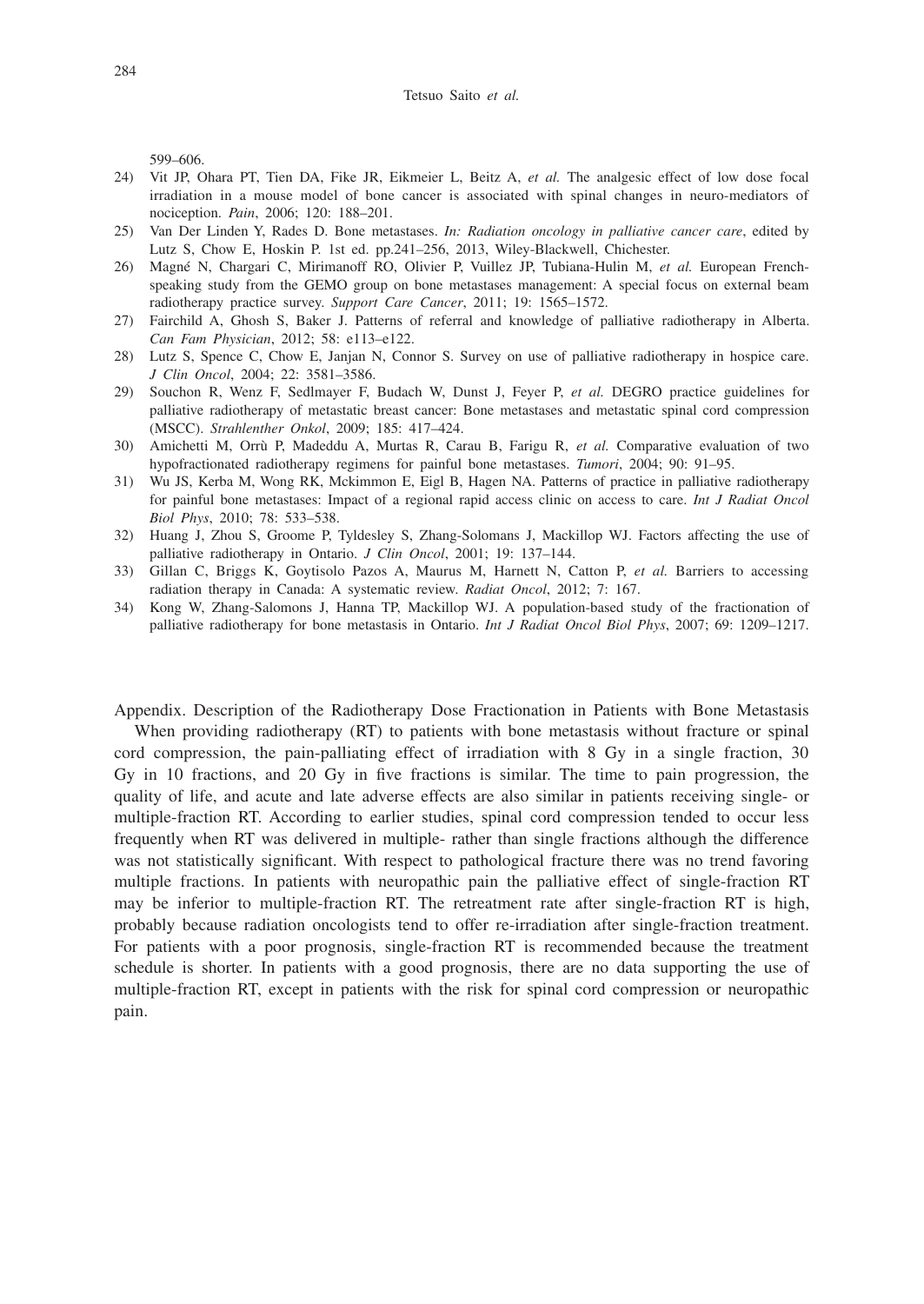599–606.

24) Vit JP, Ohara PT, Tien DA, Fike JR, Eikmeier L, Beitz A, *et al.* The analgesic effect of low dose focal irradiation in a mouse model of bone cancer is associated with spinal changes in neuro-mediators of nociception. *Pain*, 2006; 120: 188–201.
25) Van Der Linden Y, Rades D. Bone metastases. *In: Radiation oncology in palliative cancer care*, edited by Lutz S, Chow E, Hoskin P. 1st ed. pp.241–256, 2013, Wiley-Blackwell, Chichester.
26) Magné N, Chargari C, Mirimanoff RO, Olivier P, Vuillez JP, Tubiana-Hulin M, *et al.* European French-speaking study from the GEMO group on bone metastases management: A special focus on external beam radiotherapy practice survey. *Support Care Cancer*, 2011; 19: 1565–1572.
27) Fairchild A, Ghosh S, Baker J. Patterns of referral and knowledge of palliative radiotherapy in Alberta. *Can Fam Physician*, 2012; 58: e113–e122.
28) Lutz S, Spence C, Chow E, Janjan N, Connor S. Survey on use of palliative radiotherapy in hospice care. *J Clin Oncol*, 2004; 22: 3581–3586.
29) Souchon R, Wenz F, Sedlmayer F, Budach W, Dunst J, Feyer P, *et al.* DEGRO practice guidelines for palliative radiotherapy of metastatic breast cancer: Bone metastases and metastatic spinal cord compression (MSCC). *Strahlenther Onkol*, 2009; 185: 417–424.
30) Amichetti M, Orrù P, Madeddu A, Murtas R, Carau B, Farigu R, *et al.* Comparative evaluation of two hypofractionated radiotherapy regimens for painful bone metastases. *Tumori*, 2004; 90: 91–95.
31) Wu JS, Kerba M, Wong RK, Mckimmon E, Eigl B, Hagen NA. Patterns of practice in palliative radiotherapy for painful bone metastases: Impact of a regional rapid access clinic on access to care. *Int J Radiat Oncol Biol Phys*, 2010; 78: 533–538.
32) Huang J, Zhou S, Groome P, Tyldesley S, Zhang-Solomans J, Mackillop WJ. Factors affecting the use of palliative radiotherapy in Ontario. *J Clin Oncol*, 2001; 19: 137–144.
33) Gillan C, Briggs K, Goytisolo Pazos A, Maurus M, Harnett N, Catton P, *et al.* Barriers to accessing radiation therapy in Canada: A systematic review. *Radiat Oncol*, 2012; 7: 167.
34) Kong W, Zhang-Salomons J, Hanna TP, Mackillop WJ. A population-based study of the fractionation of palliative radiotherapy for bone metastasis in Ontario. *Int J Radiat Oncol Biol Phys*, 2007; 69: 1209–1217.

Appendix. Description of the Radiotherapy Dose Fractionation in Patients with Bone Metastasis

When providing radiotherapy (RT) to patients with bone metastasis without fracture or spinal cord compression, the pain-palliating effect of irradiation with 8 Gy in a single fraction, 30 Gy in 10 fractions, and 20 Gy in five fractions is similar. The time to pain progression, the quality of life, and acute and late adverse effects are also similar in patients receiving single- or multiple-fraction RT. According to earlier studies, spinal cord compression tended to occur less frequently when RT was delivered in multiple- rather than single fractions although the difference was not statistically significant. With respect to pathological fracture there was no trend favoring multiple fractions. In patients with neuropathic pain the palliative effect of single-fraction RT may be inferior to multiple-fraction RT. The retreatment rate after single-fraction RT is high, probably because radiation oncologists tend to offer re-irradiation after single-fraction treatment. For patients with a poor prognosis, single-fraction RT is recommended because the treatment schedule is shorter. In patients with a good prognosis, there are no data supporting the use of multiple-fraction RT, except in patients with the risk for spinal cord compression or neuropathic pain.